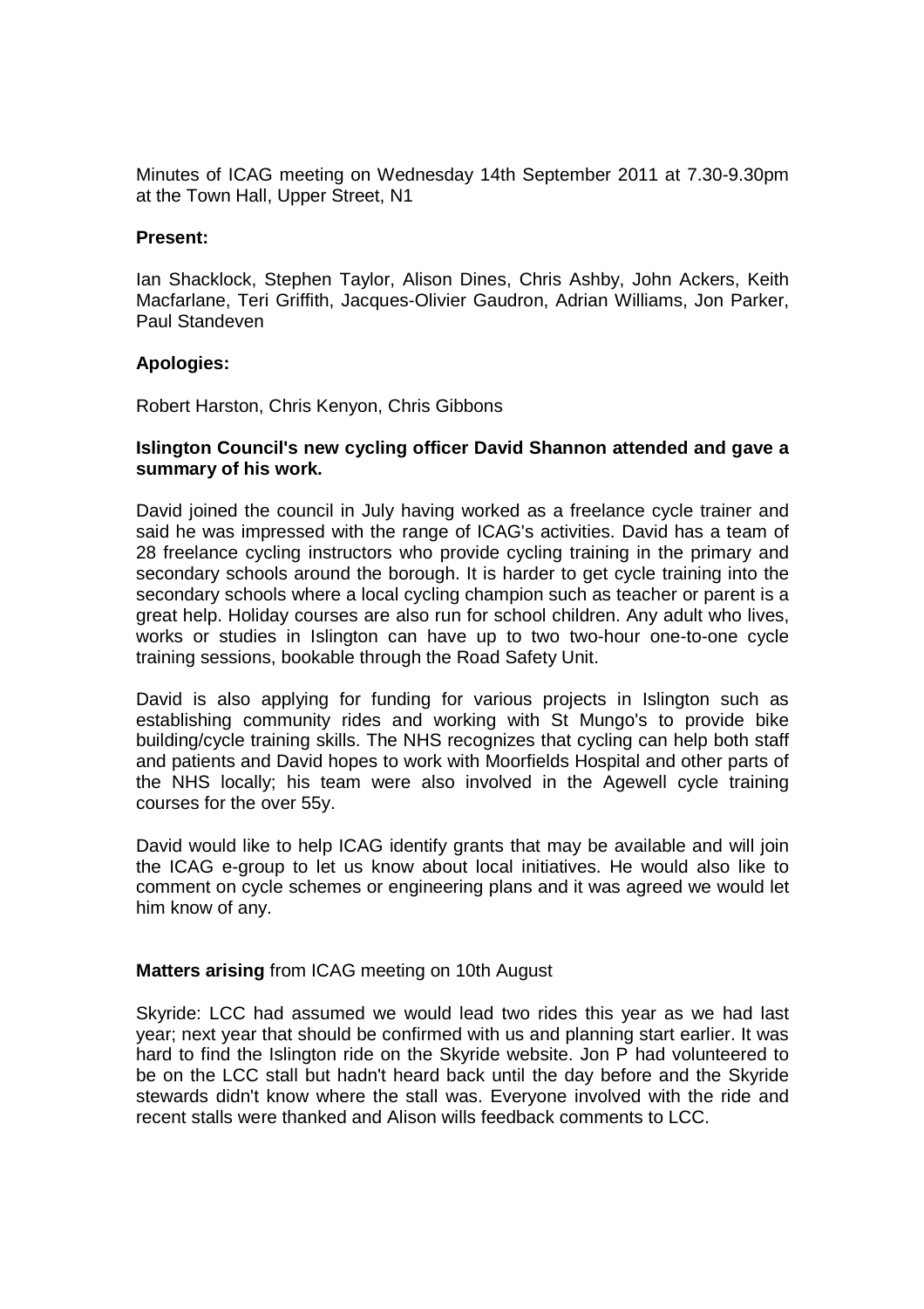Minutes of ICAG meeting on Wednesday 14th September 2011 at 7.30-9.30pm at the Town Hall, Upper Street, N1

**Present:**

Ian Shacklock, Stephen Taylor, Alison Dines, Chris Ashby, John Ackers, Keith Macfarlane, Teri Griffith, Jacques-Olivier Gaudron, Adrian Williams, Jon Parker, Paul Standeven

**Apologies:**

Robert Harston, Chris Kenyon, Chris Gibbons

**Islington Council's new cycling officer David Shannon attended and gave a summary of his work.**

David joined the council in July having worked as a freelance cycle trainer and said he was impressed with the range of ICAG's activities. David has a team of 28 freelance cycling instructors who provide cycling training in the primary and secondary schools around the borough. It is harder to get cycle training into the secondary schools where a local cycling champion such as teacher or parent is a great help. Holiday courses are also run for school children. Any adult who lives, works or studies in Islington can have up to two two-hour one-to-one cycle training sessions, bookable through the Road Safety Unit.

David is also applying for funding for various projects in Islington such as establishing community rides and working with St Mungo's to provide bike building/cycle training skills. The NHS recognizes that cycling can help both staff and patients and David hopes to work with Moorfields Hospital and other parts of the NHS locally; his team were also involved in the Agewell cycle training courses for the over 55y.

David would like to help ICAG identify grants that may be available and will join the ICAG e-group to let us know about local initiatives. He would also like to comment on cycle schemes or engineering plans and it was agreed we would let him know of any.

**Matters arising** from ICAG meeting on 10th August

Skyride: LCC had assumed we would lead two rides this year as we had last year; next year that should be confirmed with us and planning start earlier. It was hard to find the Islington ride on the Skyride website. Jon P had volunteered to be on the LCC stall but hadn't heard back until the day before and the Skyride stewards didn't know where the stall was. Everyone involved with the ride and recent stalls were thanked and Alison wills feedback comments to LCC.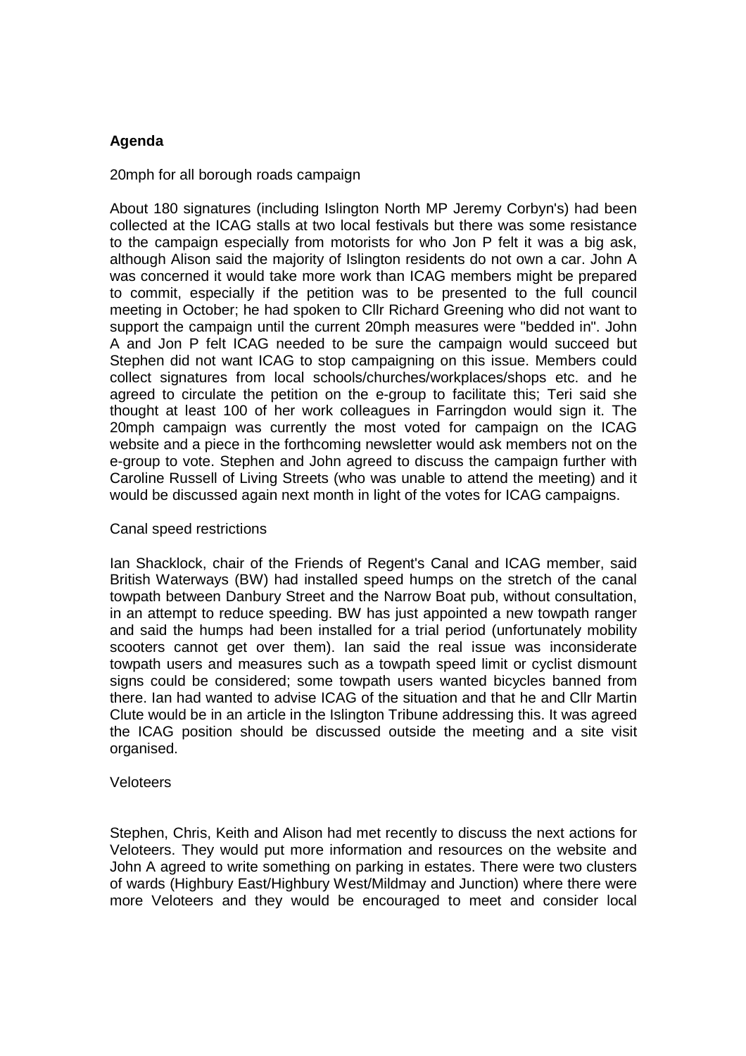**Agenda**

20mph for all borough roads campaign

About 180 signatures (including Islington North MP Jeremy Corbyn's) had been collected at the ICAG stalls at two local festivals but there was some resistance to the campaign especially from motorists for who Jon P felt it was a big ask, although Alison said the majority of Islington residents do not own a car. John A was concerned it would take more work than ICAG members might be prepared to commit, especially if the petition was to be presented to the full council meeting in October; he had spoken to Cllr Richard Greening who did not want to support the campaign until the current 20mph measures were "bedded in". John A and Jon P felt ICAG needed to be sure the campaign would succeed but Stephen did not want ICAG to stop campaigning on this issue. Members could collect signatures from local schools/churches/workplaces/shops etc. and he agreed to circulate the petition on the e-group to facilitate this; Teri said she thought at least 100 of her work colleagues in Farringdon would sign it. The 20mph campaign was currently the most voted for campaign on the ICAG website and a piece in the forthcoming newsletter would ask members not on the e-group to vote. Stephen and John agreed to discuss the campaign further with Caroline Russell of Living Streets (who was unable to attend the meeting) and it would be discussed again next month in light of the votes for ICAG campaigns.

Canal speed restrictions

Ian Shacklock, chair of the Friends of Regent's Canal and ICAG member, said British Waterways (BW) had installed speed humps on the stretch of the canal towpath between Danbury Street and the Narrow Boat pub, without consultation, in an attempt to reduce speeding. BW has just appointed a new towpath ranger and said the humps had been installed for a trial period (unfortunately mobility scooters cannot get over them). Ian said the real issue was inconsiderate towpath users and measures such as a towpath speed limit or cyclist dismount signs could be considered; some towpath users wanted bicycles banned from there. Ian had wanted to advise ICAG of the situation and that he and Cllr Martin Clute would be in an article in the Islington Tribune addressing this. It was agreed the ICAG position should be discussed outside the meeting and a site visit organised.

Veloteers

Stephen, Chris, Keith and Alison had met recently to discuss the next actions for Veloteers. They would put more information and resources on the website and John A agreed to write something on parking in estates. There were two clusters of wards (Highbury East/Highbury West/Mildmay and Junction) where there were more Veloteers and they would be encouraged to meet and consider local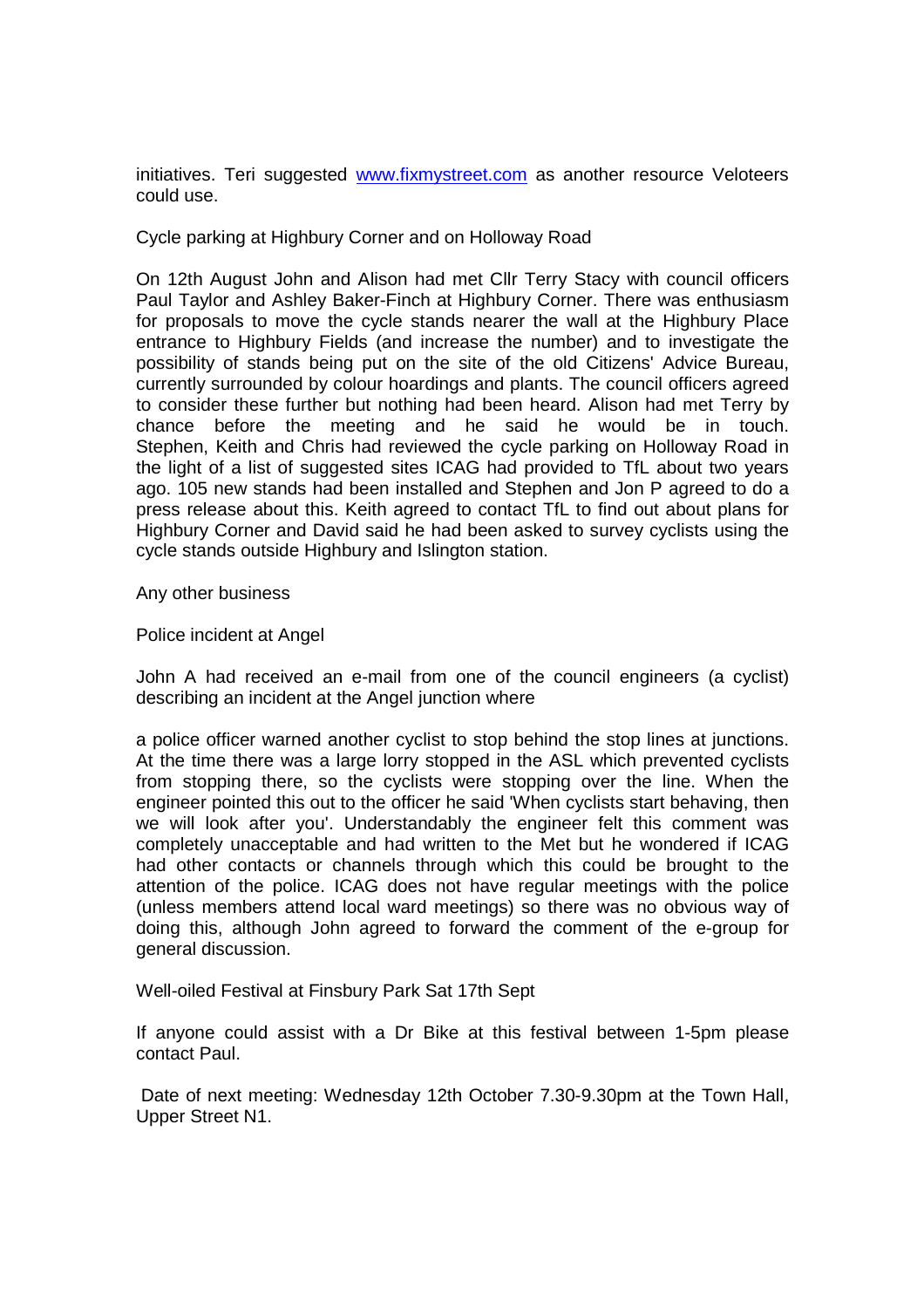initiatives. Teri suggested www.fixmystreet.com as another resource Veloteers could use.

## Cycle parking at Highbury Corner and on Holloway Road

On 12th August John and Alison had met Cllr Terry Stacy with council officers Paul Taylor and Ashley Baker-Finch at Highbury Corner. There was enthusiasm for proposals to move the cycle stands nearer the wall at the Highbury Place entrance to Highbury Fields (and increase the number) and to investigate the possibility of stands being put on the site of the old Citizens' Advice Bureau, currently surrounded by colour hoardings and plants. The council officers agreed to consider these further but nothing had been heard. Alison had met Terry by chance before the meeting and he said he would be in touch. Stephen, Keith and Chris had reviewed the cycle parking on Holloway Road in the light of a list of suggested sites ICAG had provided to TfL about two years ago. 105 new stands had been installed and Stephen and Jon P agreed to do a press release about this. Keith agreed to contact TfL to find out about plans for Highbury Corner and David said he had been asked to survey cyclists using the cycle stands outside Highbury and Islington station.

## Any other business

### Police incident at Angel

John A had received an e-mail from one of the council engineers (a cyclist) describing an incident at the Angel junction where

a police officer warned another cyclist to stop behind the stop lines at junctions. At the time there was a large lorry stopped in the ASL which prevented cyclists from stopping there, so the cyclists were stopping over the line. When the engineer pointed this out to the officer he said 'When cyclists start behaving, then we will look after you'. Understandably the engineer felt this comment was completely unacceptable and had written to the Met but he wondered if ICAG had other contacts or channels through which this could be brought to the attention of the police. ICAG does not have regular meetings with the police (unless members attend local ward meetings) so there was no obvious way of doing this, although John agreed to forward the comment of the e-group for general discussion.

### Well-oiled Festival at Finsbury Park Sat 17th Sept

If anyone could assist with a Dr Bike at this festival between 1-5pm please contact Paul.

Date of next meeting: Wednesday 12th October 7.30-9.30pm at the Town Hall, Upper Street N1.